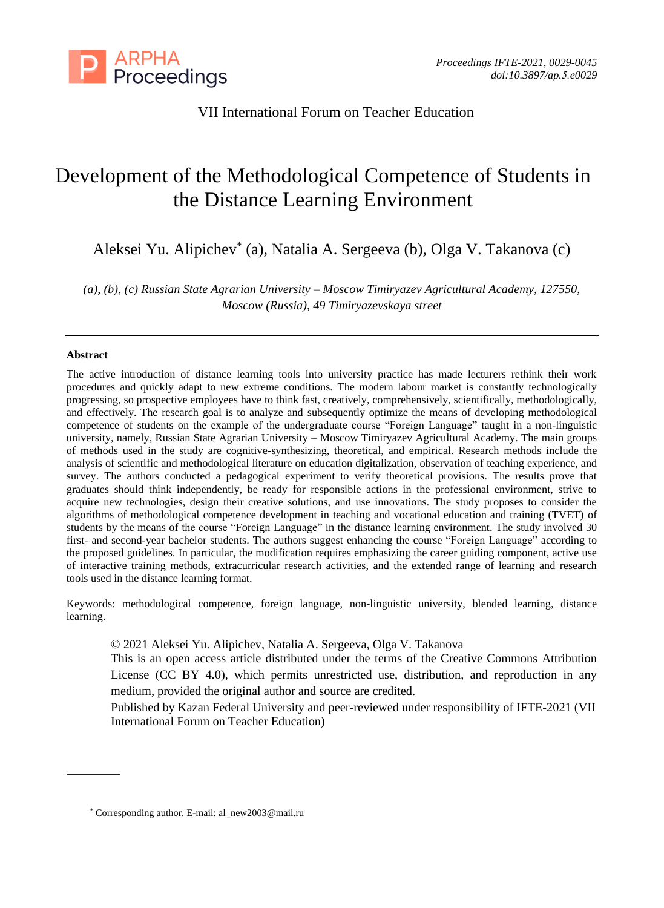VII International Forum on Teacher Education

# Development of the Methodological Competence of Students in the Distance Learning Environment

Aleksei Yu. Alipichev* (a), Natalia A. Sergeeva (b), Olga V. Takanova (c)

*(a), (b), (c) Russian State Agrarian University – Moscow Timiryazev Agricultural Academy, 127550, Moscow (Russia), 49 Timiryazevskaya street*

---

**Abstract**

The active introduction of distance learning tools into university practice has made lecturers rethink their work procedures and quickly adapt to new extreme conditions. The modern labour market is constantly technologically progressing, so prospective employees have to think fast, creatively, comprehensively, scientifically, methodologically, and effectively. The research goal is to analyze and subsequently optimize the means of developing methodological competence of students on the example of the undergraduate course "Foreign Language" taught in a non-linguistic university, namely, Russian State Agrarian University – Moscow Timiryazev Agricultural Academy. The main groups of methods used in the study are cognitive-synthesizing, theoretical, and empirical. Research methods include the analysis of scientific and methodological literature on education digitalization, observation of teaching experience, and survey. The authors conducted a pedagogical experiment to verify theoretical provisions. The results prove that graduates should think independently, be ready for responsible actions in the professional environment, strive to acquire new technologies, design their creative solutions, and use innovations. The study proposes to consider the algorithms of methodological competence development in teaching and vocational education and training (TVET) of students by the means of the course "Foreign Language" in the distance learning environment. The study involved 30 first- and second-year bachelor students. The authors suggest enhancing the course "Foreign Language" according to the proposed guidelines. In particular, the modification requires emphasizing the career guiding component, active use of interactive training methods, extracurricular research activities, and the extended range of learning and research tools used in the distance learning format.

Keywords: methodological competence, foreign language, non-linguistic university, blended learning, distance learning.

© 2021 Aleksei Yu. Alipichev, Natalia A. Sergeeva, Olga V. Takanova
This is an open access article distributed under the terms of the Creative Commons Attribution License (CC BY 4.0), which permits unrestricted use, distribution, and reproduction in any medium, provided the original author and source are credited.
Published by Kazan Federal University and peer-reviewed under responsibility of IFTE-2021 (VII International Forum on Teacher Education)

---

* Corresponding author. E-mail: al_new2003@mail.ru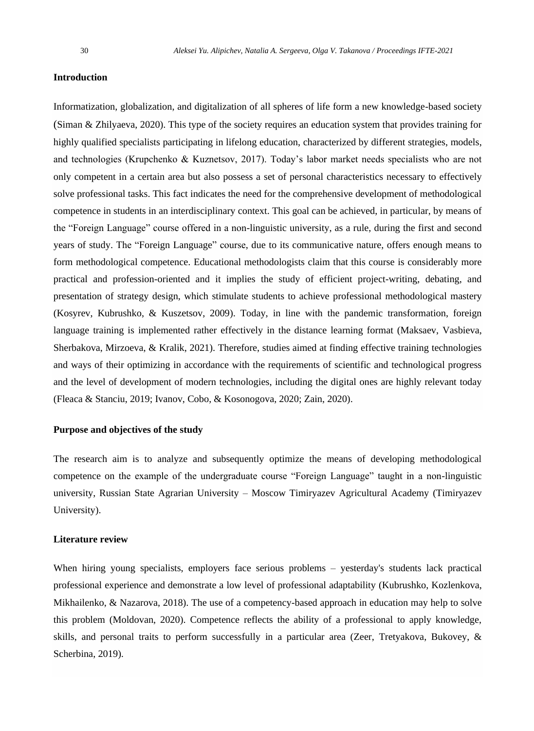## Introduction

Informatization, globalization, and digitalization of all spheres of life form a new knowledge-based society (Siman & Zhilyaeva, 2020). This type of the society requires an education system that provides training for highly qualified specialists participating in lifelong education, characterized by different strategies, models, and technologies (Krupchenko & Kuznetsov, 2017). Today's labor market needs specialists who are not only competent in a certain area but also possess a set of personal characteristics necessary to effectively solve professional tasks. This fact indicates the need for the comprehensive development of methodological competence in students in an interdisciplinary context. This goal can be achieved, in particular, by means of the "Foreign Language" course offered in a non-linguistic university, as a rule, during the first and second years of study. The "Foreign Language" course, due to its communicative nature, offers enough means to form methodological competence. Educational methodologists claim that this course is considerably more practical and profession-oriented and it implies the study of efficient project-writing, debating, and presentation of strategy design, which stimulate students to achieve professional methodological mastery (Kosyrev, Kubrushko, & Kuszetsov, 2009). Today, in line with the pandemic transformation, foreign language training is implemented rather effectively in the distance learning format (Maksaev, Vasbieva, Sherbakova, Mirzoeva, & Kralik, 2021). Therefore, studies aimed at finding effective training technologies and ways of their optimizing in accordance with the requirements of scientific and technological progress and the level of development of modern technologies, including the digital ones are highly relevant today (Fleaca & Stanciu, 2019; Ivanov, Cobo, & Kosonogova, 2020; Zain, 2020).

## Purpose and objectives of the study

The research aim is to analyze and subsequently optimize the means of developing methodological competence on the example of the undergraduate course "Foreign Language" taught in a non-linguistic university, Russian State Agrarian University – Moscow Timiryazev Agricultural Academy (Timiryazev University).

## Literature review

When hiring young specialists, employers face serious problems – yesterday's students lack practical professional experience and demonstrate a low level of professional adaptability (Kubrushko, Kozlenkova, Mikhailenko, & Nazarova, 2018). The use of a competency-based approach in education may help to solve this problem (Moldovan, 2020). Competence reflects the ability of a professional to apply knowledge, skills, and personal traits to perform successfully in a particular area (Zeer, Tretyakova, Bukovey, & Scherbina, 2019).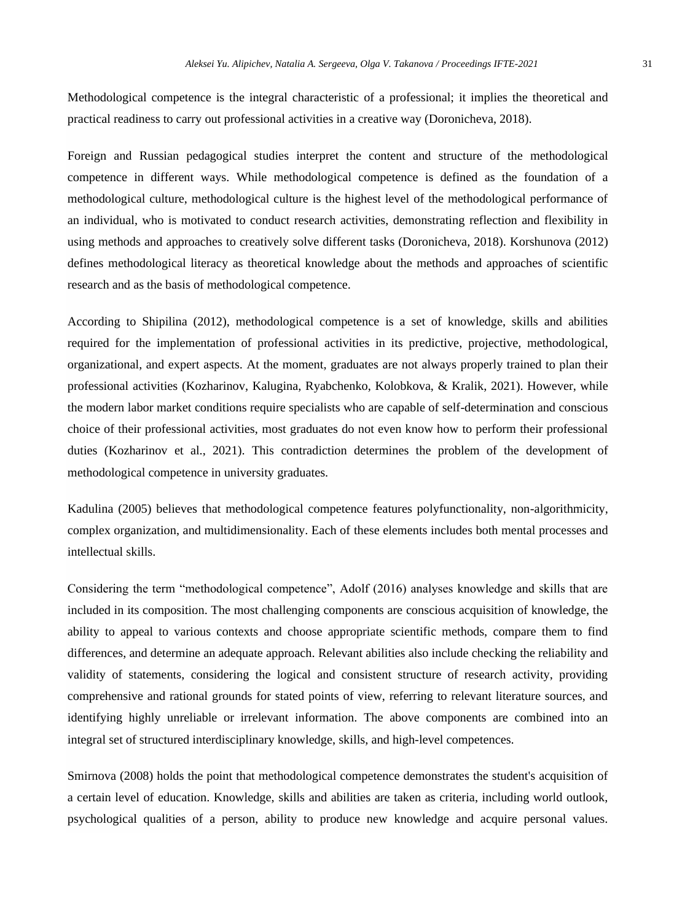Methodological competence is the integral characteristic of a professional; it implies the theoretical and practical readiness to carry out professional activities in a creative way (Doronicheva, 2018).

Foreign and Russian pedagogical studies interpret the content and structure of the methodological competence in different ways. While methodological competence is defined as the foundation of a methodological culture, methodological culture is the highest level of the methodological performance of an individual, who is motivated to conduct research activities, demonstrating reflection and flexibility in using methods and approaches to creatively solve different tasks (Doronicheva, 2018). Korshunova (2012) defines methodological literacy as theoretical knowledge about the methods and approaches of scientific research and as the basis of methodological competence.

According to Shipilina (2012), methodological competence is a set of knowledge, skills and abilities required for the implementation of professional activities in its predictive, projective, methodological, organizational, and expert aspects. At the moment, graduates are not always properly trained to plan their professional activities (Kozharinov, Kalugina, Ryabchenko, Kolobkova, & Kralik, 2021). However, while the modern labor market conditions require specialists who are capable of self-determination and conscious choice of their professional activities, most graduates do not even know how to perform their professional duties (Kozharinov et al., 2021). This contradiction determines the problem of the development of methodological competence in university graduates.

Kadulina (2005) believes that methodological competence features polyfunctionality, non-algorithmicity, complex organization, and multidimensionality. Each of these elements includes both mental processes and intellectual skills.

Considering the term “methodological competence”, Adolf (2016) analyses knowledge and skills that are included in its composition. The most challenging components are conscious acquisition of knowledge, the ability to appeal to various contexts and choose appropriate scientific methods, compare them to find differences, and determine an adequate approach. Relevant abilities also include checking the reliability and validity of statements, considering the logical and consistent structure of research activity, providing comprehensive and rational grounds for stated points of view, referring to relevant literature sources, and identifying highly unreliable or irrelevant information. The above components are combined into an integral set of structured interdisciplinary knowledge, skills, and high-level competences.

Smirnova (2008) holds the point that methodological competence demonstrates the student's acquisition of a certain level of education. Knowledge, skills and abilities are taken as criteria, including world outlook, psychological qualities of a person, ability to produce new knowledge and acquire personal values.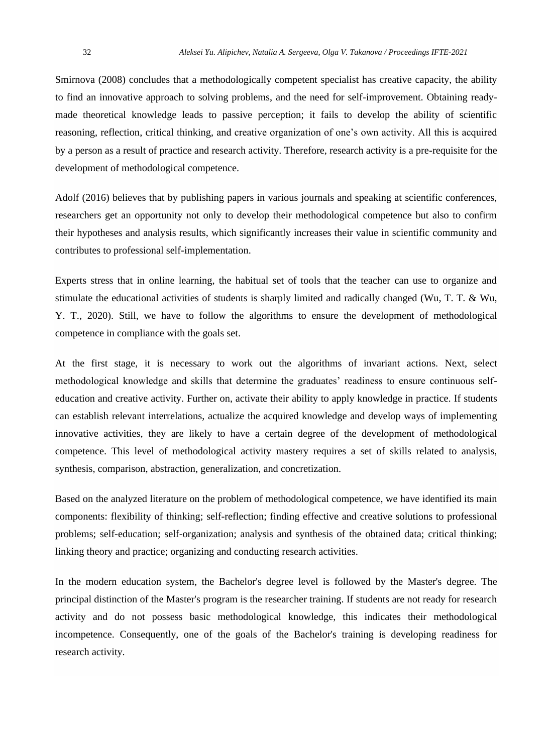Smirnova (2008) concludes that a methodologically competent specialist has creative capacity, the ability to find an innovative approach to solving problems, and the need for self-improvement. Obtaining ready-made theoretical knowledge leads to passive perception; it fails to develop the ability of scientific reasoning, reflection, critical thinking, and creative organization of one's own activity. All this is acquired by a person as a result of practice and research activity. Therefore, research activity is a pre-requisite for the development of methodological competence.

Adolf (2016) believes that by publishing papers in various journals and speaking at scientific conferences, researchers get an opportunity not only to develop their methodological competence but also to confirm their hypotheses and analysis results, which significantly increases their value in scientific community and contributes to professional self-implementation.

Experts stress that in online learning, the habitual set of tools that the teacher can use to organize and stimulate the educational activities of students is sharply limited and radically changed (Wu, T. T. & Wu, Y. T., 2020). Still, we have to follow the algorithms to ensure the development of methodological competence in compliance with the goals set.

At the first stage, it is necessary to work out the algorithms of invariant actions. Next, select methodological knowledge and skills that determine the graduates' readiness to ensure continuous self-education and creative activity. Further on, activate their ability to apply knowledge in practice. If students can establish relevant interrelations, actualize the acquired knowledge and develop ways of implementing innovative activities, they are likely to have a certain degree of the development of methodological competence. This level of methodological activity mastery requires a set of skills related to analysis, synthesis, comparison, abstraction, generalization, and concretization.

Based on the analyzed literature on the problem of methodological competence, we have identified its main components: flexibility of thinking; self-reflection; finding effective and creative solutions to professional problems; self-education; self-organization; analysis and synthesis of the obtained data; critical thinking; linking theory and practice; organizing and conducting research activities.

In the modern education system, the Bachelor's degree level is followed by the Master's degree. The principal distinction of the Master's program is the researcher training. If students are not ready for research activity and do not possess basic methodological knowledge, this indicates their methodological incompetence. Consequently, one of the goals of the Bachelor's training is developing readiness for research activity.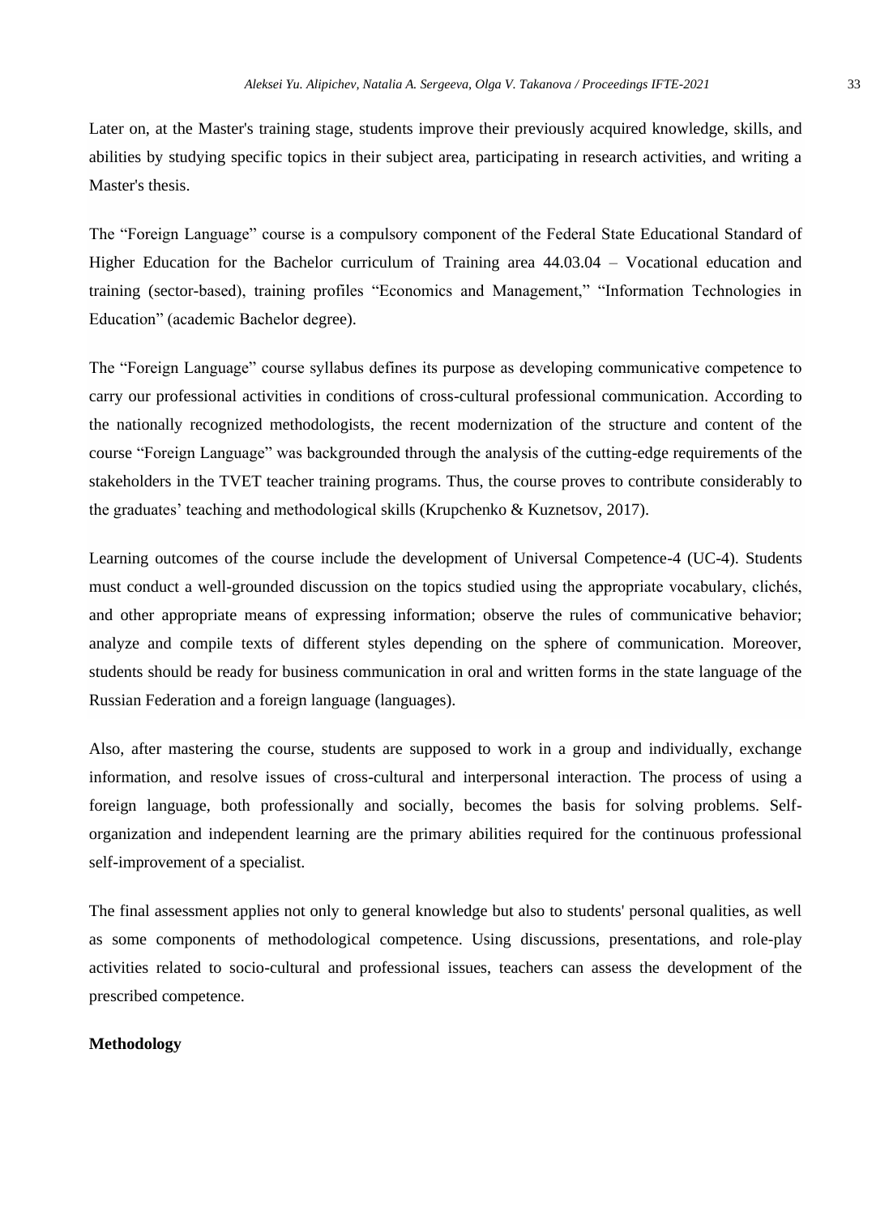Later on, at the Master's training stage, students improve their previously acquired knowledge, skills, and abilities by studying specific topics in their subject area, participating in research activities, and writing a Master's thesis.

The “Foreign Language” course is a compulsory component of the Federal State Educational Standard of Higher Education for the Bachelor curriculum of Training area 44.03.04 – Vocational education and training (sector-based), training profiles “Economics and Management,” “Information Technologies in Education” (academic Bachelor degree).

The “Foreign Language” course syllabus defines its purpose as developing communicative competence to carry our professional activities in conditions of cross-cultural professional communication. According to the nationally recognized methodologists, the recent modernization of the structure and content of the course “Foreign Language” was backgrounded through the analysis of the cutting-edge requirements of the stakeholders in the TVET teacher training programs. Thus, the course proves to contribute considerably to the graduates’ teaching and methodological skills (Krupchenko & Kuznetsov, 2017).

Learning outcomes of the course include the development of Universal Competence-4 (UC-4). Students must conduct a well-grounded discussion on the topics studied using the appropriate vocabulary, clichés, and other appropriate means of expressing information; observe the rules of communicative behavior; analyze and compile texts of different styles depending on the sphere of communication. Moreover, students should be ready for business communication in oral and written forms in the state language of the Russian Federation and a foreign language (languages).

Also, after mastering the course, students are supposed to work in a group and individually, exchange information, and resolve issues of cross-cultural and interpersonal interaction. The process of using a foreign language, both professionally and socially, becomes the basis for solving problems. Self-organization and independent learning are the primary abilities required for the continuous professional self-improvement of a specialist.

The final assessment applies not only to general knowledge but also to students' personal qualities, as well as some components of methodological competence. Using discussions, presentations, and role-play activities related to socio-cultural and professional issues, teachers can assess the development of the prescribed competence.

**Methodology**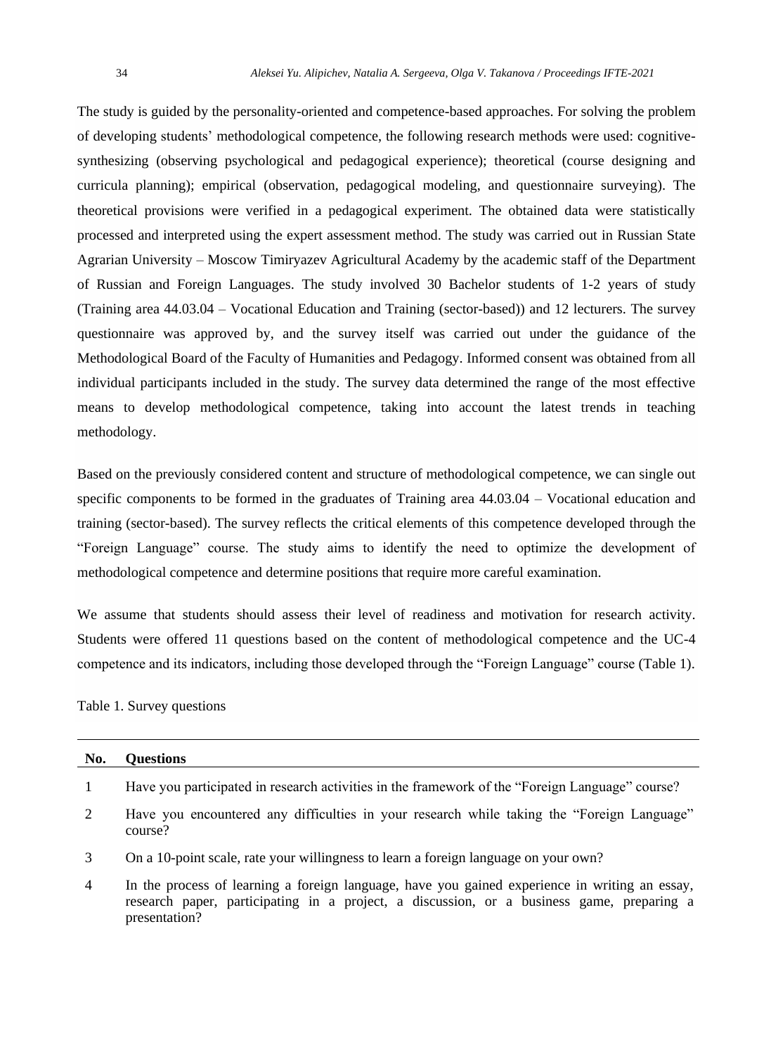The study is guided by the personality-oriented and competence-based approaches. For solving the problem of developing students' methodological competence, the following research methods were used: cognitive-synthesizing (observing psychological and pedagogical experience); theoretical (course designing and curricula planning); empirical (observation, pedagogical modeling, and questionnaire surveying). The theoretical provisions were verified in a pedagogical experiment. The obtained data were statistically processed and interpreted using the expert assessment method. The study was carried out in Russian State Agrarian University – Moscow Timiryazev Agricultural Academy by the academic staff of the Department of Russian and Foreign Languages. The study involved 30 Bachelor students of 1-2 years of study (Training area 44.03.04 – Vocational Education and Training (sector-based)) and 12 lecturers. The survey questionnaire was approved by, and the survey itself was carried out under the guidance of the Methodological Board of the Faculty of Humanities and Pedagogy. Informed consent was obtained from all individual participants included in the study. The survey data determined the range of the most effective means to develop methodological competence, taking into account the latest trends in teaching methodology.

Based on the previously considered content and structure of methodological competence, we can single out specific components to be formed in the graduates of Training area 44.03.04 – Vocational education and training (sector-based). The survey reflects the critical elements of this competence developed through the "Foreign Language" course. The study aims to identify the need to optimize the development of methodological competence and determine positions that require more careful examination.

We assume that students should assess their level of readiness and motivation for research activity. Students were offered 11 questions based on the content of methodological competence and the UC-4 competence and its indicators, including those developed through the "Foreign Language" course (Table 1).

Table 1. Survey questions

| No. | Questions |
|---|---|
| 1 | Have you participated in research activities in the framework of the "Foreign Language" course? |
| 2 | Have you encountered any difficulties in your research while taking the "Foreign Language" course? |
| 3 | On a 10-point scale, rate your willingness to learn a foreign language on your own? |
| 4 | In the process of learning a foreign language, have you gained experience in writing an essay, research paper, participating in a project, a discussion, or a business game, preparing a presentation? |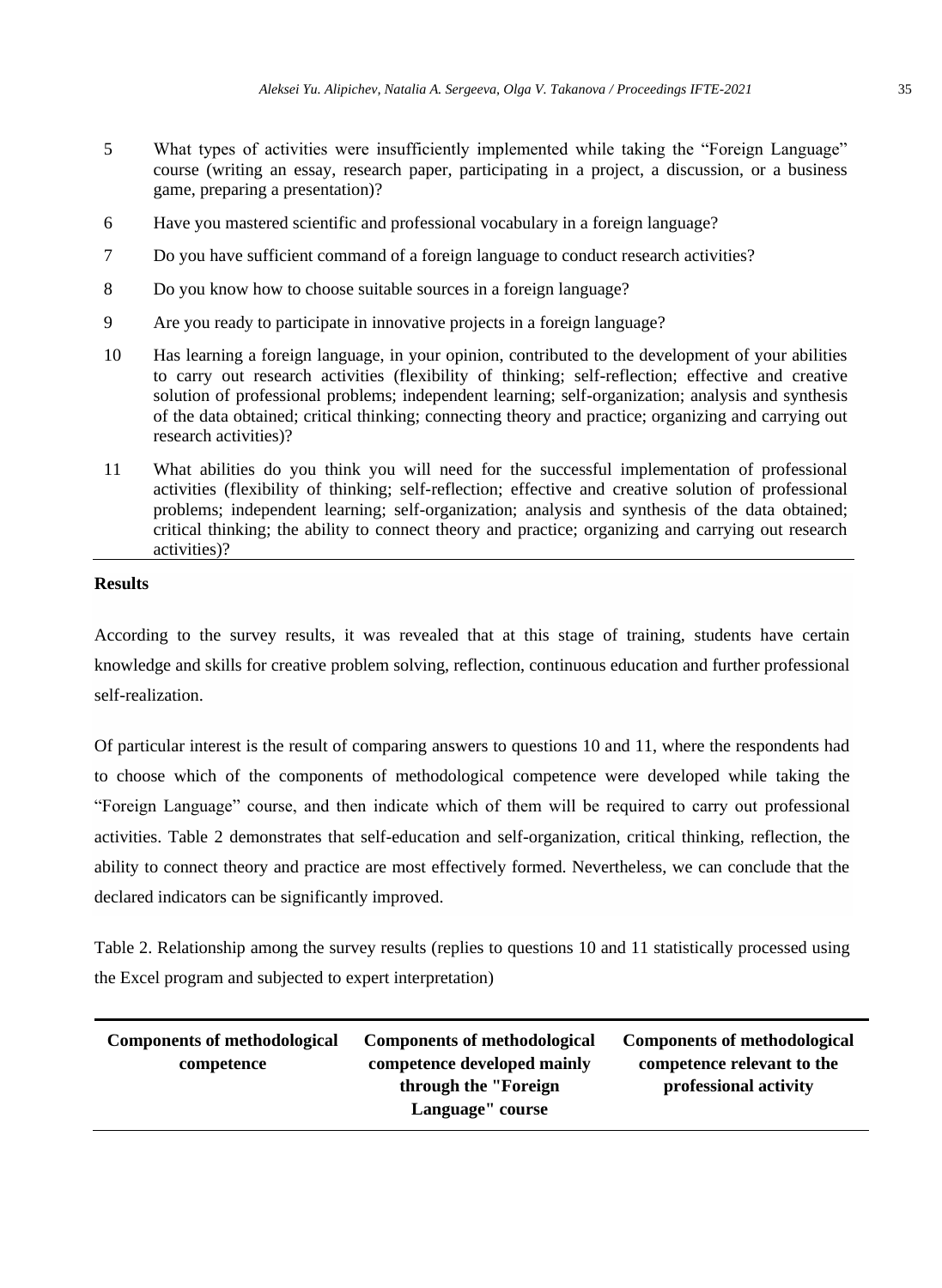| | |
|---|---|
| 5 | What types of activities were insufficiently implemented while taking the “Foreign Language” course (writing an essay, research paper, participating in a project, a discussion, or a business game, preparing a presentation)? |
| 6 | Have you mastered scientific and professional vocabulary in a foreign language? |
| 7 | Do you have sufficient command of a foreign language to conduct research activities? |
| 8 | Do you know how to choose suitable sources in a foreign language? |
| 9 | Are you ready to participate in innovative projects in a foreign language? |
| 10 | Has learning a foreign language, in your opinion, contributed to the development of your abilities to carry out research activities (flexibility of thinking; self-reflection; effective and creative solution of professional problems; independent learning; self-organization; analysis and synthesis of the data obtained; critical thinking; connecting theory and practice; organizing and carrying out research activities)? |
| 11 | What abilities do you think you will need for the successful implementation of professional activities (flexibility of thinking; self-reflection; effective and creative solution of professional problems; independent learning; self-organization; analysis and synthesis of the data obtained; critical thinking; the ability to connect theory and practice; organizing and carrying out research activities)? |

**Results**

According to the survey results, it was revealed that at this stage of training, students have certain knowledge and skills for creative problem solving, reflection, continuous education and further professional self-realization.

Of particular interest is the result of comparing answers to questions 10 and 11, where the respondents had to choose which of the components of methodological competence were developed while taking the “Foreign Language” course, and then indicate which of them will be required to carry out professional activities. Table 2 demonstrates that self-education and self-organization, critical thinking, reflection, the ability to connect theory and practice are most effectively formed. Nevertheless, we can conclude that the declared indicators can be significantly improved.

Table 2. Relationship among the survey results (replies to questions 10 and 11 statistically processed using the Excel program and subjected to expert interpretation)

| Components of methodological competence | Components of methodological competence developed mainly through the "Foreign Language" course | Components of methodological competence relevant to the professional activity |
|---|---|---|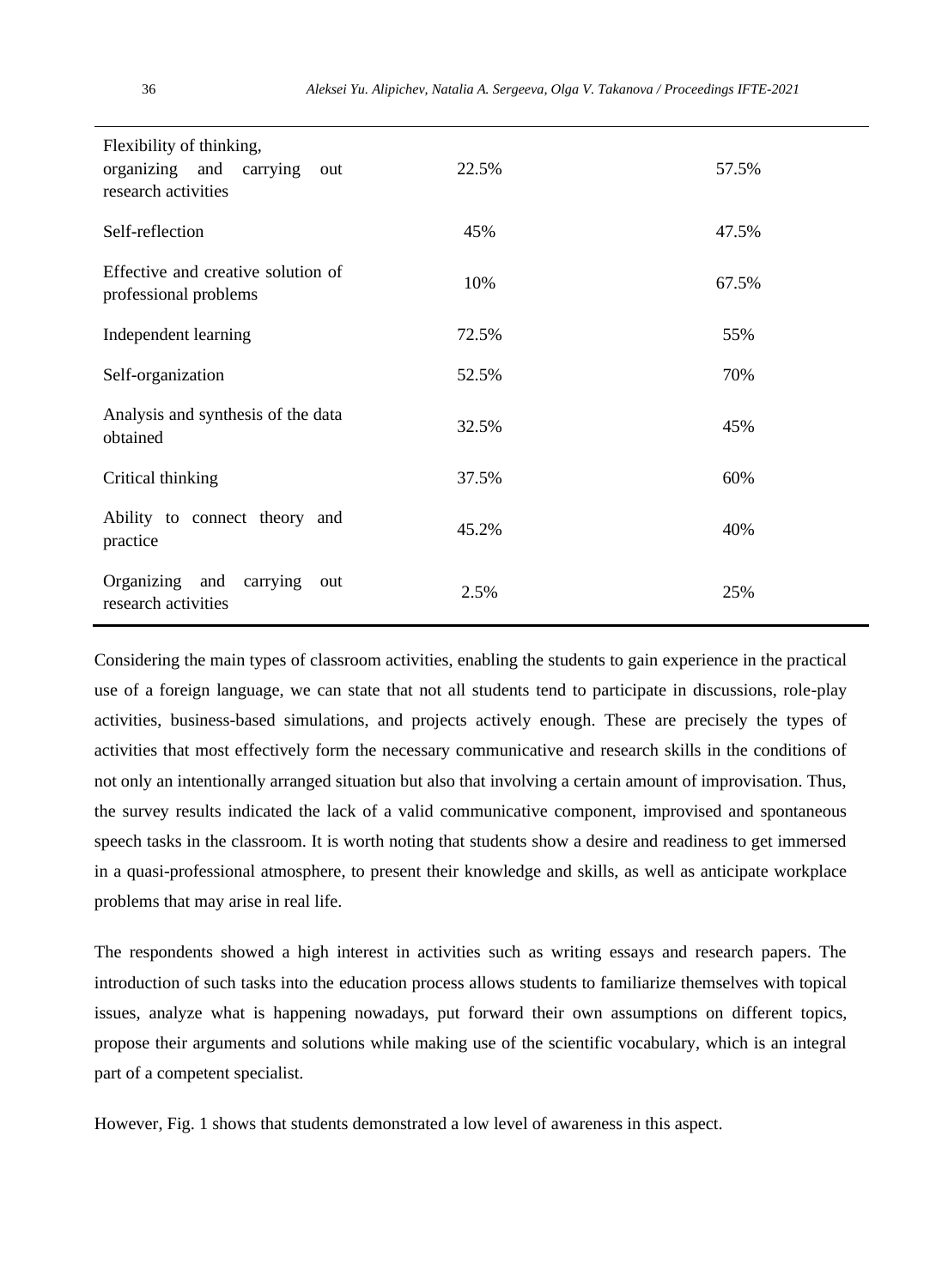| | | |
|---|---|---|
| Flexibility of thinking, organizing and carrying out research activities | 22.5% | 57.5% |
| Self-reflection | 45% | 47.5% |
| Effective and creative solution of professional problems | 10% | 67.5% |
| Independent learning | 72.5% | 55% |
| Self-organization | 52.5% | 70% |
| Analysis and synthesis of the data obtained | 32.5% | 45% |
| Critical thinking | 37.5% | 60% |
| Ability to connect theory and practice | 45.2% | 40% |
| Organizing and carrying out research activities | 2.5% | 25% |

Considering the main types of classroom activities, enabling the students to gain experience in the practical use of a foreign language, we can state that not all students tend to participate in discussions, role-play activities, business-based simulations, and projects actively enough. These are precisely the types of activities that most effectively form the necessary communicative and research skills in the conditions of not only an intentionally arranged situation but also that involving a certain amount of improvisation. Thus, the survey results indicated the lack of a valid communicative component, improvised and spontaneous speech tasks in the classroom. It is worth noting that students show a desire and readiness to get immersed in a quasi-professional atmosphere, to present their knowledge and skills, as well as anticipate workplace problems that may arise in real life.

The respondents showed a high interest in activities such as writing essays and research papers. The introduction of such tasks into the education process allows students to familiarize themselves with topical issues, analyze what is happening nowadays, put forward their own assumptions on different topics, propose their arguments and solutions while making use of the scientific vocabulary, which is an integral part of a competent specialist.

However, Fig. 1 shows that students demonstrated a low level of awareness in this aspect.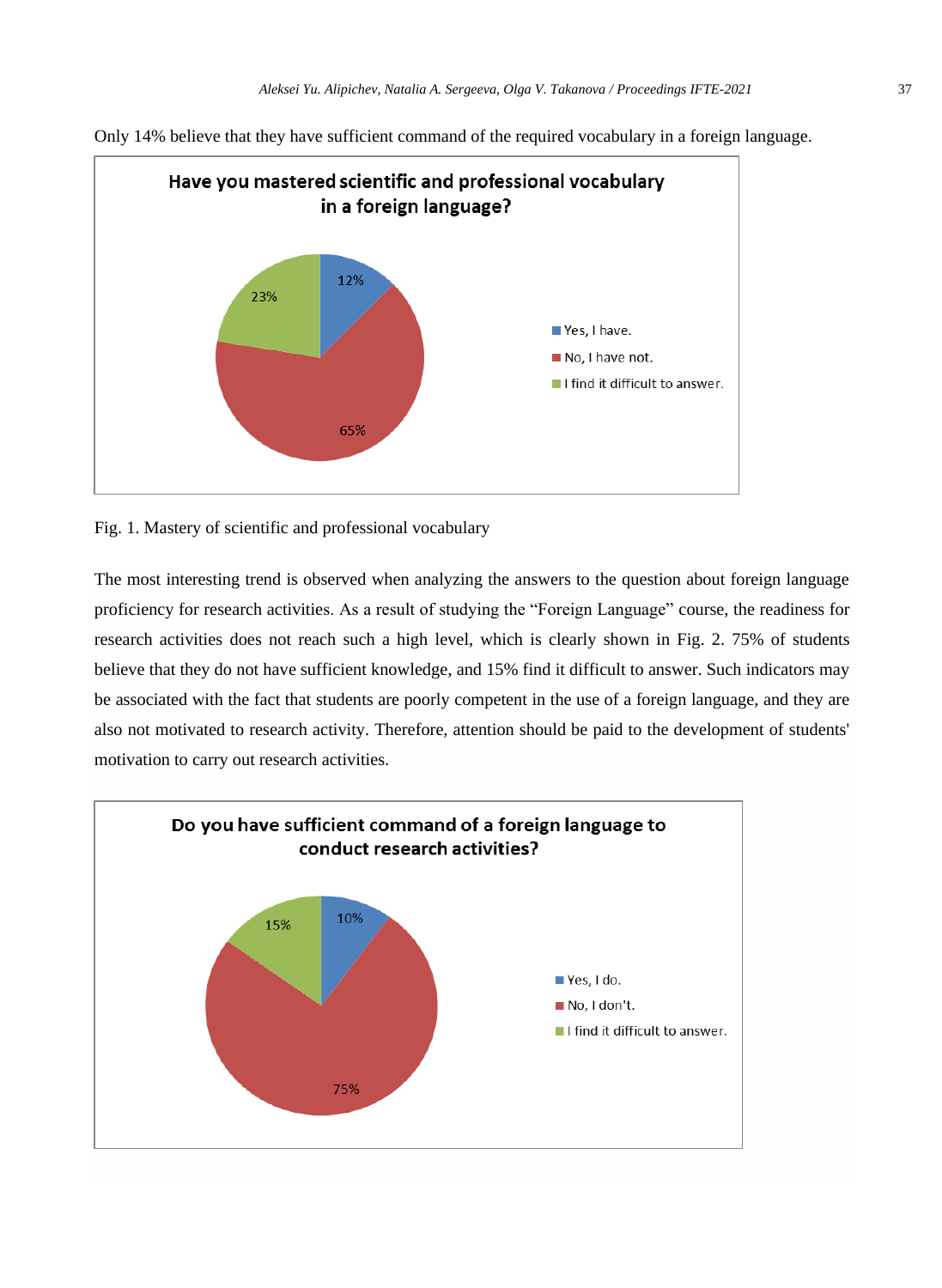Only 14% believe that they have sufficient command of the required vocabulary in a foreign language.

Fig. 1. Mastery of scientific and professional vocabulary

The most interesting trend is observed when analyzing the answers to the question about foreign language proficiency for research activities. As a result of studying the "Foreign Language" course, the readiness for research activities does not reach such a high level, which is clearly shown in Fig. 2. 75% of students believe that they do not have sufficient knowledge, and 15% find it difficult to answer. Such indicators may be associated with the fact that students are poorly competent in the use of a foreign language, and they are also not motivated to research activity. Therefore, attention should be paid to the development of students' motivation to carry out research activities.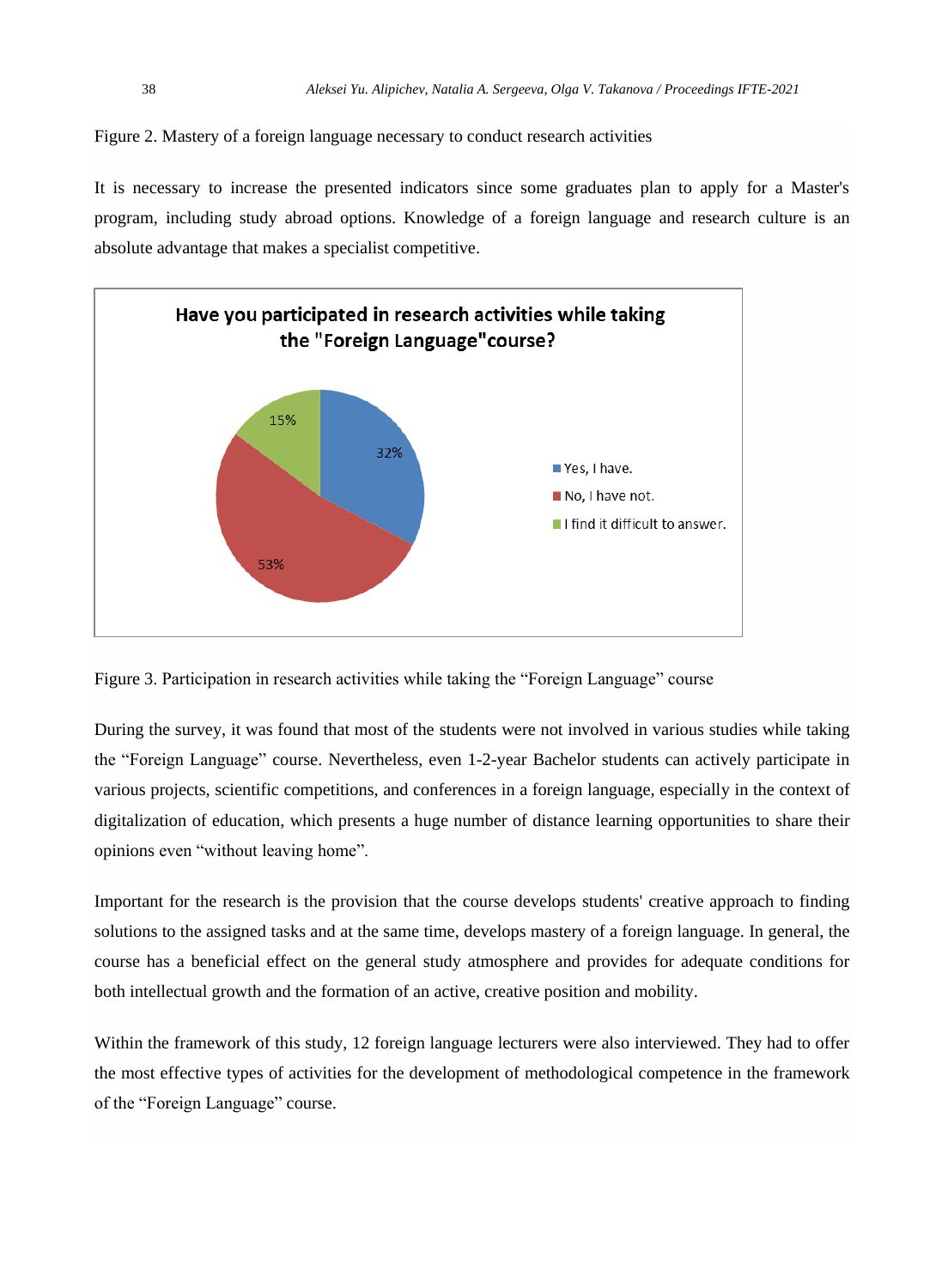Figure 2. Mastery of a foreign language necessary to conduct research activities

It is necessary to increase the presented indicators since some graduates plan to apply for a Master's program, including study abroad options. Knowledge of a foreign language and research culture is an absolute advantage that makes a specialist competitive.

Figure 3. Participation in research activities while taking the "Foreign Language" course

During the survey, it was found that most of the students were not involved in various studies while taking the "Foreign Language" course. Nevertheless, even 1-2-year Bachelor students can actively participate in various projects, scientific competitions, and conferences in a foreign language, especially in the context of digitalization of education, which presents a huge number of distance learning opportunities to share their opinions even "without leaving home".

Important for the research is the provision that the course develops students' creative approach to finding solutions to the assigned tasks and at the same time, develops mastery of a foreign language. In general, the course has a beneficial effect on the general study atmosphere and provides for adequate conditions for both intellectual growth and the formation of an active, creative position and mobility.

Within the framework of this study, 12 foreign language lecturers were also interviewed. They had to offer the most effective types of activities for the development of methodological competence in the framework of the "Foreign Language" course.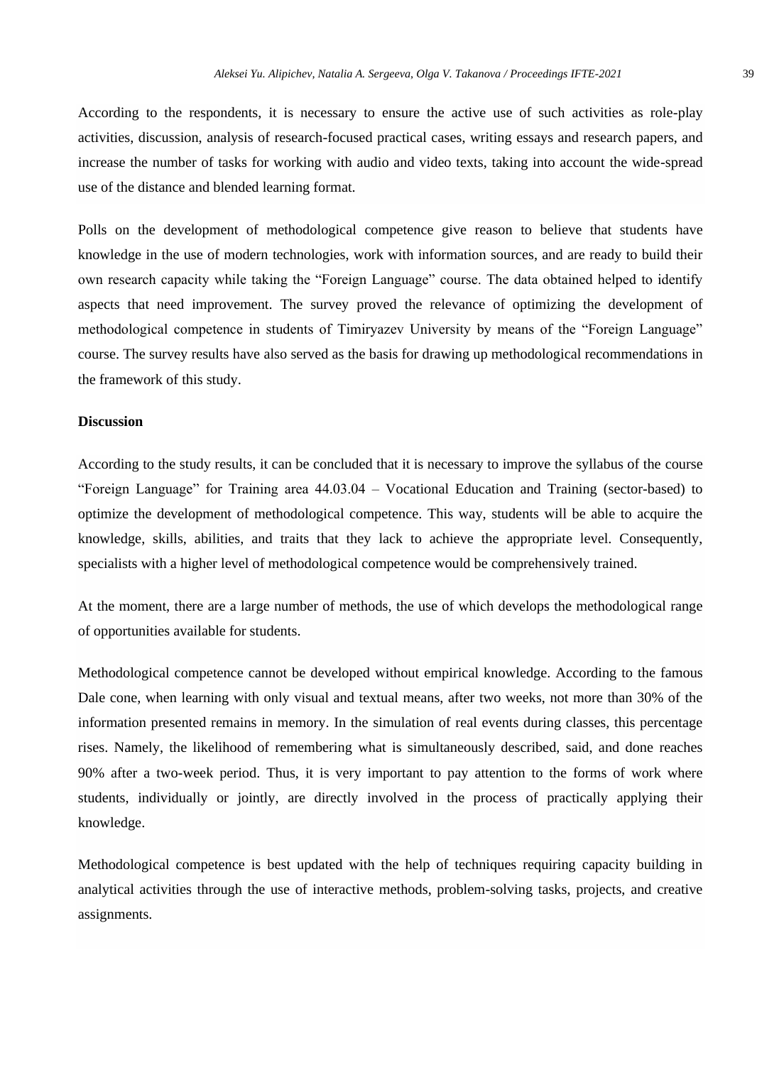According to the respondents, it is necessary to ensure the active use of such activities as role-play activities, discussion, analysis of research-focused practical cases, writing essays and research papers, and increase the number of tasks for working with audio and video texts, taking into account the wide-spread use of the distance and blended learning format.

Polls on the development of methodological competence give reason to believe that students have knowledge in the use of modern technologies, work with information sources, and are ready to build their own research capacity while taking the "Foreign Language" course. The data obtained helped to identify aspects that need improvement. The survey proved the relevance of optimizing the development of methodological competence in students of Timiryazev University by means of the "Foreign Language" course. The survey results have also served as the basis for drawing up methodological recommendations in the framework of this study.

## Discussion

According to the study results, it can be concluded that it is necessary to improve the syllabus of the course "Foreign Language" for Training area 44.03.04 – Vocational Education and Training (sector-based) to optimize the development of methodological competence. This way, students will be able to acquire the knowledge, skills, abilities, and traits that they lack to achieve the appropriate level. Consequently, specialists with a higher level of methodological competence would be comprehensively trained.

At the moment, there are a large number of methods, the use of which develops the methodological range of opportunities available for students.

Methodological competence cannot be developed without empirical knowledge. According to the famous Dale cone, when learning with only visual and textual means, after two weeks, not more than 30% of the information presented remains in memory. In the simulation of real events during classes, this percentage rises. Namely, the likelihood of remembering what is simultaneously described, said, and done reaches 90% after a two-week period. Thus, it is very important to pay attention to the forms of work where students, individually or jointly, are directly involved in the process of practically applying their knowledge.

Methodological competence is best updated with the help of techniques requiring capacity building in analytical activities through the use of interactive methods, problem-solving tasks, projects, and creative assignments.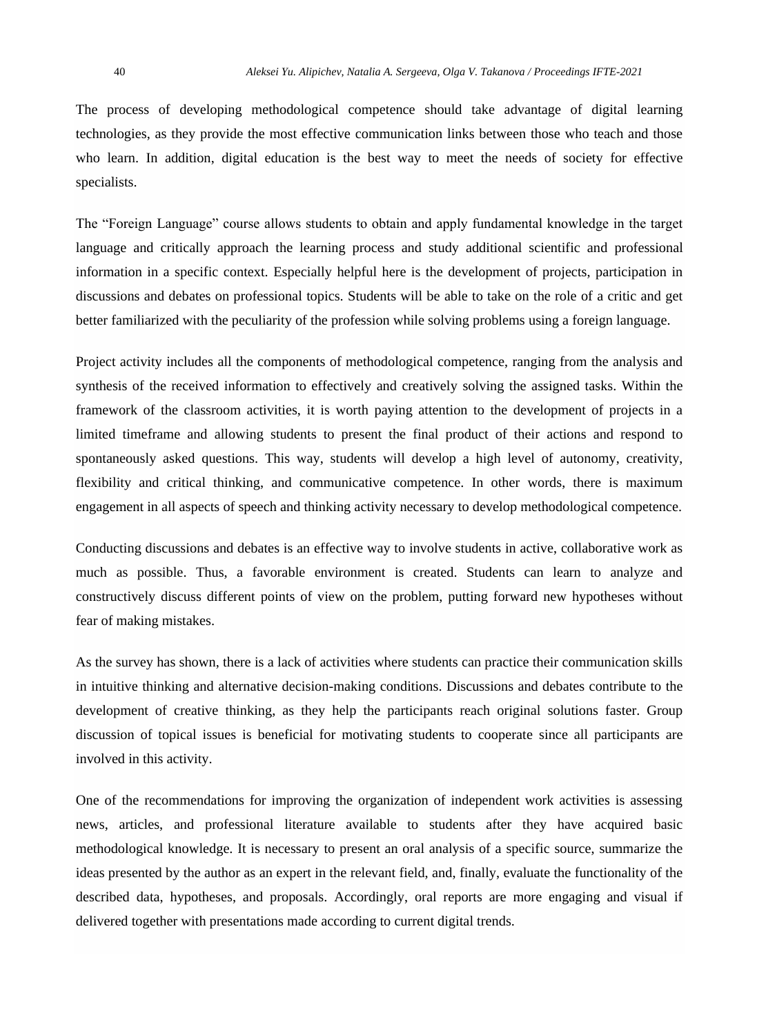The process of developing methodological competence should take advantage of digital learning technologies, as they provide the most effective communication links between those who teach and those who learn. In addition, digital education is the best way to meet the needs of society for effective specialists.

The “Foreign Language” course allows students to obtain and apply fundamental knowledge in the target language and critically approach the learning process and study additional scientific and professional information in a specific context. Especially helpful here is the development of projects, participation in discussions and debates on professional topics. Students will be able to take on the role of a critic and get better familiarized with the peculiarity of the profession while solving problems using a foreign language.

Project activity includes all the components of methodological competence, ranging from the analysis and synthesis of the received information to effectively and creatively solving the assigned tasks. Within the framework of the classroom activities, it is worth paying attention to the development of projects in a limited timeframe and allowing students to present the final product of their actions and respond to spontaneously asked questions. This way, students will develop a high level of autonomy, creativity, flexibility and critical thinking, and communicative competence. In other words, there is maximum engagement in all aspects of speech and thinking activity necessary to develop methodological competence.

Conducting discussions and debates is an effective way to involve students in active, collaborative work as much as possible. Thus, a favorable environment is created. Students can learn to analyze and constructively discuss different points of view on the problem, putting forward new hypotheses without fear of making mistakes.

As the survey has shown, there is a lack of activities where students can practice their communication skills in intuitive thinking and alternative decision-making conditions. Discussions and debates contribute to the development of creative thinking, as they help the participants reach original solutions faster. Group discussion of topical issues is beneficial for motivating students to cooperate since all participants are involved in this activity.

One of the recommendations for improving the organization of independent work activities is assessing news, articles, and professional literature available to students after they have acquired basic methodological knowledge. It is necessary to present an oral analysis of a specific source, summarize the ideas presented by the author as an expert in the relevant field, and, finally, evaluate the functionality of the described data, hypotheses, and proposals. Accordingly, oral reports are more engaging and visual if delivered together with presentations made according to current digital trends.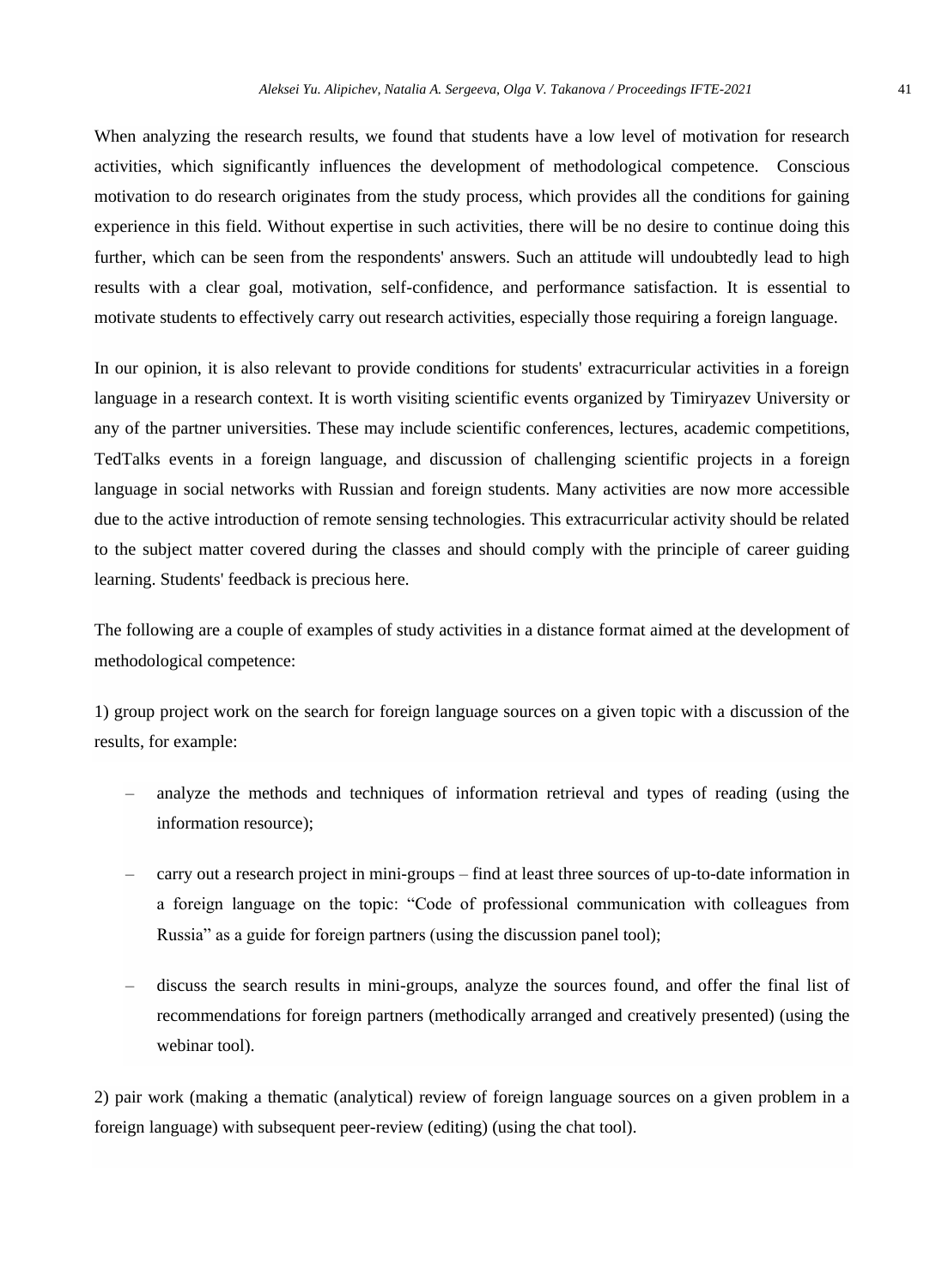When analyzing the research results, we found that students have a low level of motivation for research activities, which significantly influences the development of methodological competence. Conscious motivation to do research originates from the study process, which provides all the conditions for gaining experience in this field. Without expertise in such activities, there will be no desire to continue doing this further, which can be seen from the respondents' answers. Such an attitude will undoubtedly lead to high results with a clear goal, motivation, self-confidence, and performance satisfaction. It is essential to motivate students to effectively carry out research activities, especially those requiring a foreign language.

In our opinion, it is also relevant to provide conditions for students' extracurricular activities in a foreign language in a research context. It is worth visiting scientific events organized by Timiryazev University or any of the partner universities. These may include scientific conferences, lectures, academic competitions, TedTalks events in a foreign language, and discussion of challenging scientific projects in a foreign language in social networks with Russian and foreign students. Many activities are now more accessible due to the active introduction of remote sensing technologies. This extracurricular activity should be related to the subject matter covered during the classes and should comply with the principle of career guiding learning. Students' feedback is precious here.

The following are a couple of examples of study activities in a distance format aimed at the development of methodological competence:

1) group project work on the search for foreign language sources on a given topic with a discussion of the results, for example:

- analyze the methods and techniques of information retrieval and types of reading (using the information resource);
- carry out a research project in mini-groups – find at least three sources of up-to-date information in a foreign language on the topic: “Code of professional communication with colleagues from Russia” as a guide for foreign partners (using the discussion panel tool);
- discuss the search results in mini-groups, analyze the sources found, and offer the final list of recommendations for foreign partners (methodically arranged and creatively presented) (using the webinar tool).

2) pair work (making a thematic (analytical) review of foreign language sources on a given problem in a foreign language) with subsequent peer-review (editing) (using the chat tool).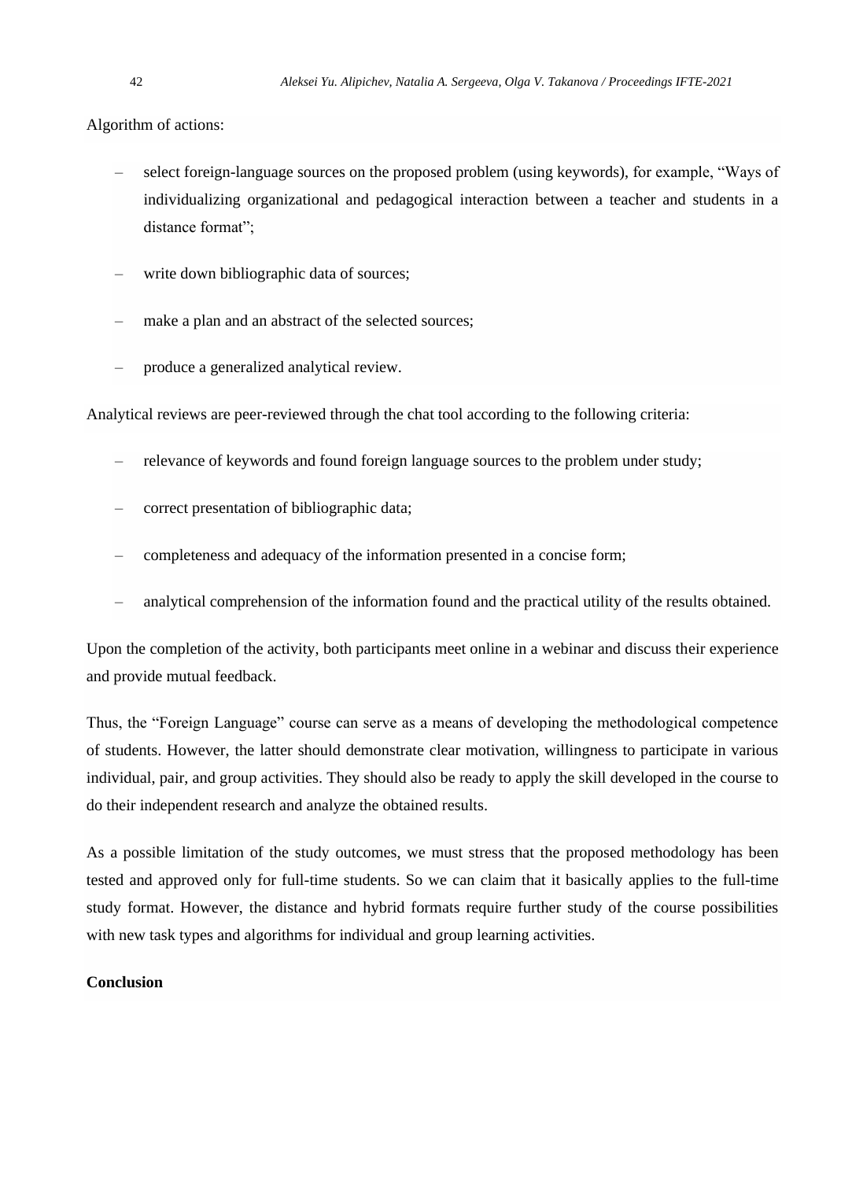Algorithm of actions:

- select foreign-language sources on the proposed problem (using keywords), for example, "Ways of individualizing organizational and pedagogical interaction between a teacher and students in a distance format";
- write down bibliographic data of sources;
- make a plan and an abstract of the selected sources;
- produce a generalized analytical review.

Analytical reviews are peer-reviewed through the chat tool according to the following criteria:

- relevance of keywords and found foreign language sources to the problem under study;
- correct presentation of bibliographic data;
- completeness and adequacy of the information presented in a concise form;
- analytical comprehension of the information found and the practical utility of the results obtained.

Upon the completion of the activity, both participants meet online in a webinar and discuss their experience and provide mutual feedback.

Thus, the "Foreign Language" course can serve as a means of developing the methodological competence of students. However, the latter should demonstrate clear motivation, willingness to participate in various individual, pair, and group activities. They should also be ready to apply the skill developed in the course to do their independent research and analyze the obtained results.

As a possible limitation of the study outcomes, we must stress that the proposed methodology has been tested and approved only for full-time students. So we can claim that it basically applies to the full-time study format. However, the distance and hybrid formats require further study of the course possibilities with new task types and algorithms for individual and group learning activities.

**Conclusion**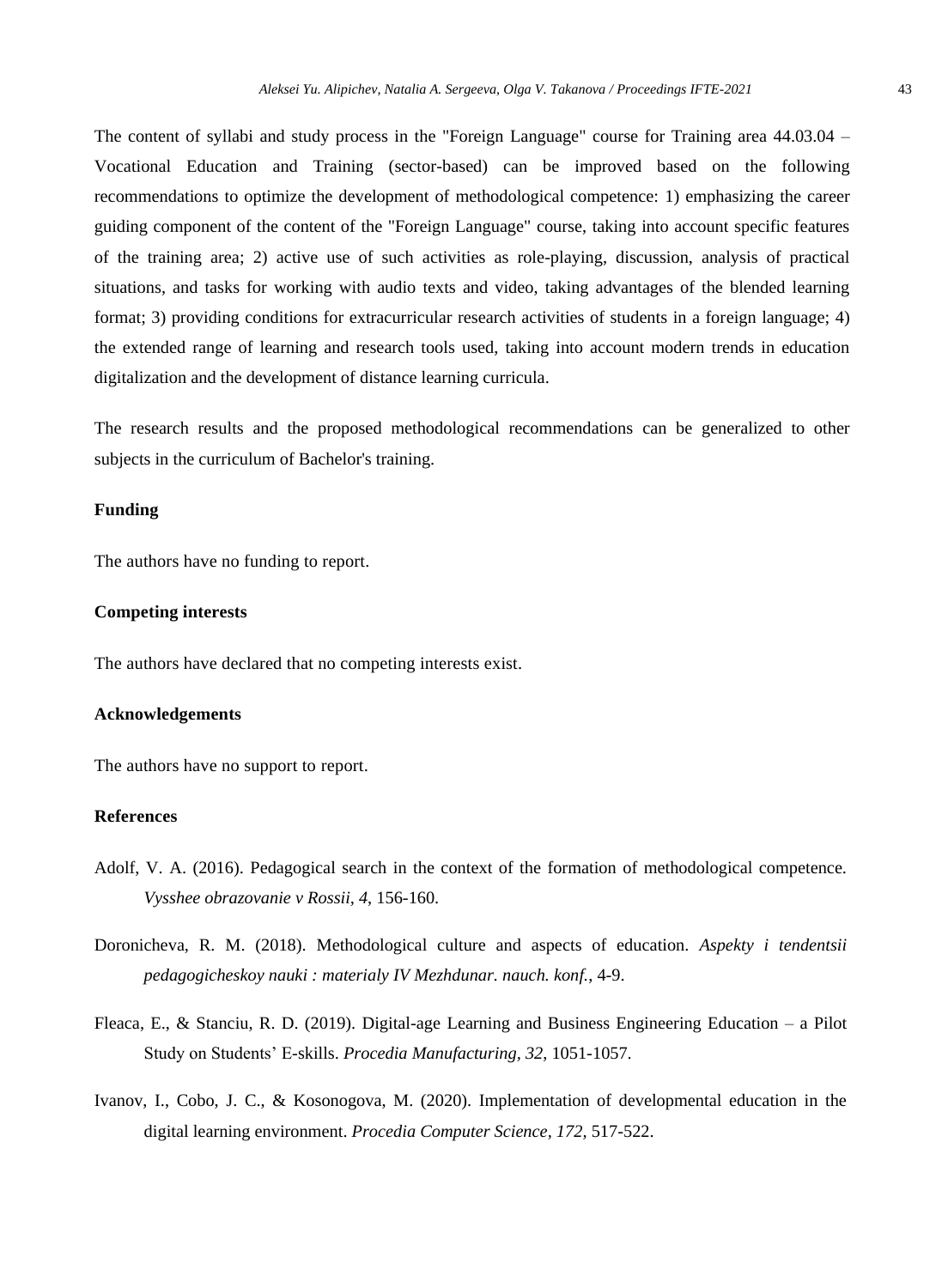The content of syllabi and study process in the "Foreign Language" course for Training area 44.03.04 – Vocational Education and Training (sector-based) can be improved based on the following recommendations to optimize the development of methodological competence: 1) emphasizing the career guiding component of the content of the "Foreign Language" course, taking into account specific features of the training area; 2) active use of such activities as role-playing, discussion, analysis of practical situations, and tasks for working with audio texts and video, taking advantages of the blended learning format; 3) providing conditions for extracurricular research activities of students in a foreign language; 4) the extended range of learning and research tools used, taking into account modern trends in education digitalization and the development of distance learning curricula.

The research results and the proposed methodological recommendations can be generalized to other subjects in the curriculum of Bachelor's training.

## Funding

The authors have no funding to report.

## Competing interests

The authors have declared that no competing interests exist.

## Acknowledgements

The authors have no support to report.

## References

Adolf, V. A. (2016). Pedagogical search in the context of the formation of methodological competence. *Vysshee obrazovanie v Rossii, 4*, 156-160.

Doronicheva, R. M. (2018). Methodological culture and aspects of education. *Aspekty i tendentsii pedagogicheskoy nauki : materialy IV Mezhdunar. nauch. konf.*, 4-9.

Fleaca, E., & Stanciu, R. D. (2019). Digital-age Learning and Business Engineering Education – a Pilot Study on Students' E-skills. *Procedia Manufacturing, 32*, 1051-1057.

Ivanov, I., Cobo, J. C., & Kosonogova, M. (2020). Implementation of developmental education in the digital learning environment. *Procedia Computer Science, 172,* 517-522.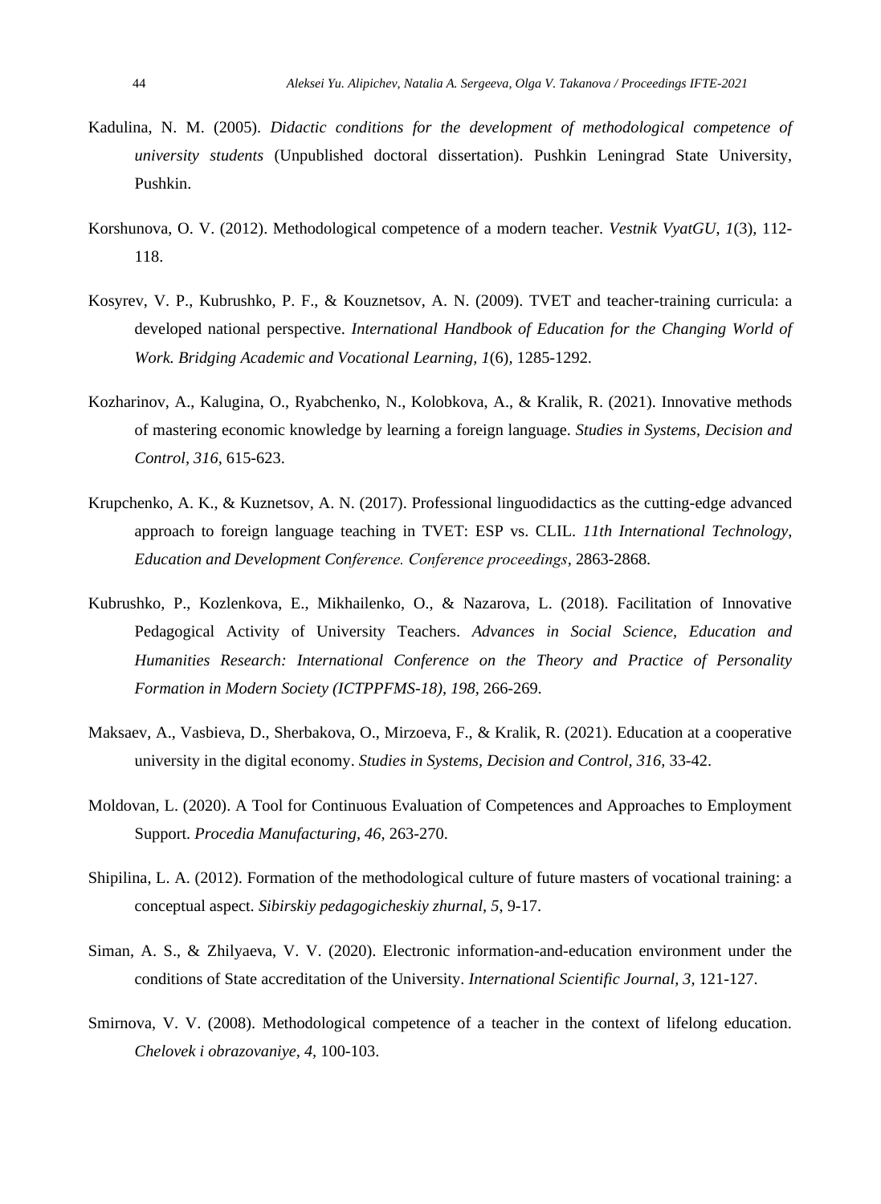Kadulina, N. M. (2005). *Didactic conditions for the development of methodological competence of university students* (Unpublished doctoral dissertation). Pushkin Leningrad State University, Pushkin.

Korshunova, O. V. (2012). Methodological competence of a modern teacher. *Vestnik VyatGU*, *1*(3), 112-118.

Kosyrev, V. P., Kubrushko, P. F., & Kouznetsov, A. N. (2009). TVET and teacher-training curricula: a developed national perspective. *International Handbook of Education for the Changing World of Work. Bridging Academic and Vocational Learning, 1*(6), 1285-1292.

Kozharinov, A., Kalugina, O., Ryabchenko, N., Kolobkova, A., & Kralik, R. (2021). Innovative methods of mastering economic knowledge by learning a foreign language. *Studies in Systems, Decision and Control*, *316*, 615-623.

Krupchenko, A. K., & Kuznetsov, A. N. (2017). Professional linguodidactics as the cutting-edge advanced approach to foreign language teaching in TVET: ESP vs. CLIL. *11th International Technology, Education and Development Conference. Conference proceedings*, 2863-2868.

Kubrushko, P., Kozlenkova, E., Mikhailenko, O., & Nazarova, L. (2018). Facilitation of Innovative Pedagogical Activity of University Teachers. *Advances in Social Science, Education and Humanities Research: International Conference on the Theory and Practice of Personality Formation in Modern Society (ICTPPFMS-18), 198*, 266-269.

Maksaev, A., Vasbieva, D., Sherbakova, O., Mirzoeva, F., & Kralik, R. (2021). Education at a cooperative university in the digital economy. *Studies in Systems, Decision and Control*, *316*, 33-42.

Moldovan, L. (2020). A Tool for Continuous Evaluation of Competences and Approaches to Employment Support. *Procedia Manufacturing, 46*, 263-270.

Shipilina, L. A. (2012). Formation of the methodological culture of future masters of vocational training: a conceptual aspect. *Sibirskiy pedagogicheskiy zhurnal, 5*, 9-17.

Siman, A. S., & Zhilyaeva, V. V. (2020). Electronic information-and-education environment under the conditions of State accreditation of the University. *International Scientific Journal, 3*, 121-127.

Smirnova, V. V. (2008). Methodological competence of a teacher in the context of lifelong education. *Chelovek i obrazovaniye, 4*, 100-103.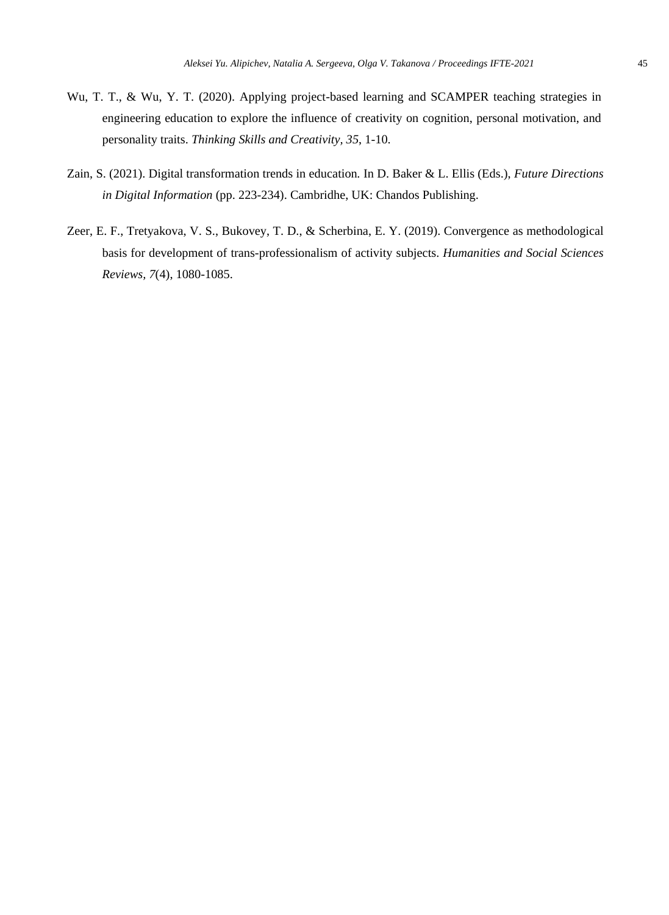Wu, T. T., & Wu, Y. T. (2020). Applying project-based learning and SCAMPER teaching strategies in engineering education to explore the influence of creativity on cognition, personal motivation, and personality traits. *Thinking Skills and Creativity*, *35*, 1-10.

Zain, S. (2021). Digital transformation trends in education. In D. Baker & L. Ellis (Eds.), *Future Directions in Digital Information* (pp. 223-234). Cambridhe, UK: Chandos Publishing.

Zeer, E. F., Tretyakova, V. S., Bukovey, T. D., & Scherbina, E. Y. (2019). Convergence as methodological basis for development of trans-professionalism of activity subjects. *Humanities and Social Sciences Reviews*, *7*(4), 1080-1085.